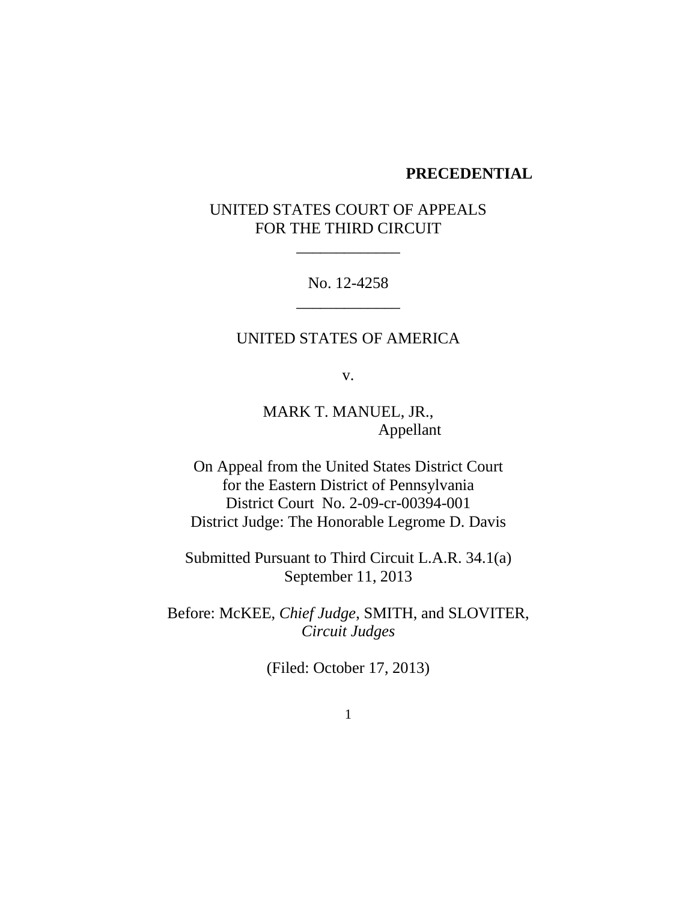**PRECEDENTIAL**

UNITED STATES COURT OF APPEALS
FOR THE THIRD CIRCUIT

\_\_\_\_\_\_\_\_\_\_\_\_\_

No. 12-4258

\_\_\_\_\_\_\_\_\_\_\_\_\_

UNITED STATES OF AMERICA

v.

MARK T. MANUEL, JR.,
Appellant

On Appeal from the United States District Court
for the Eastern District of Pennsylvania
District Court No. 2-09-cr-00394-001
District Judge: The Honorable Legrome D. Davis

Submitted Pursuant to Third Circuit L.A.R. 34.1(a)
September 11, 2013

Before: McKEE, *Chief Judge*, SMITH, and SLOVITER, *Circuit Judges*

(Filed: October 17, 2013)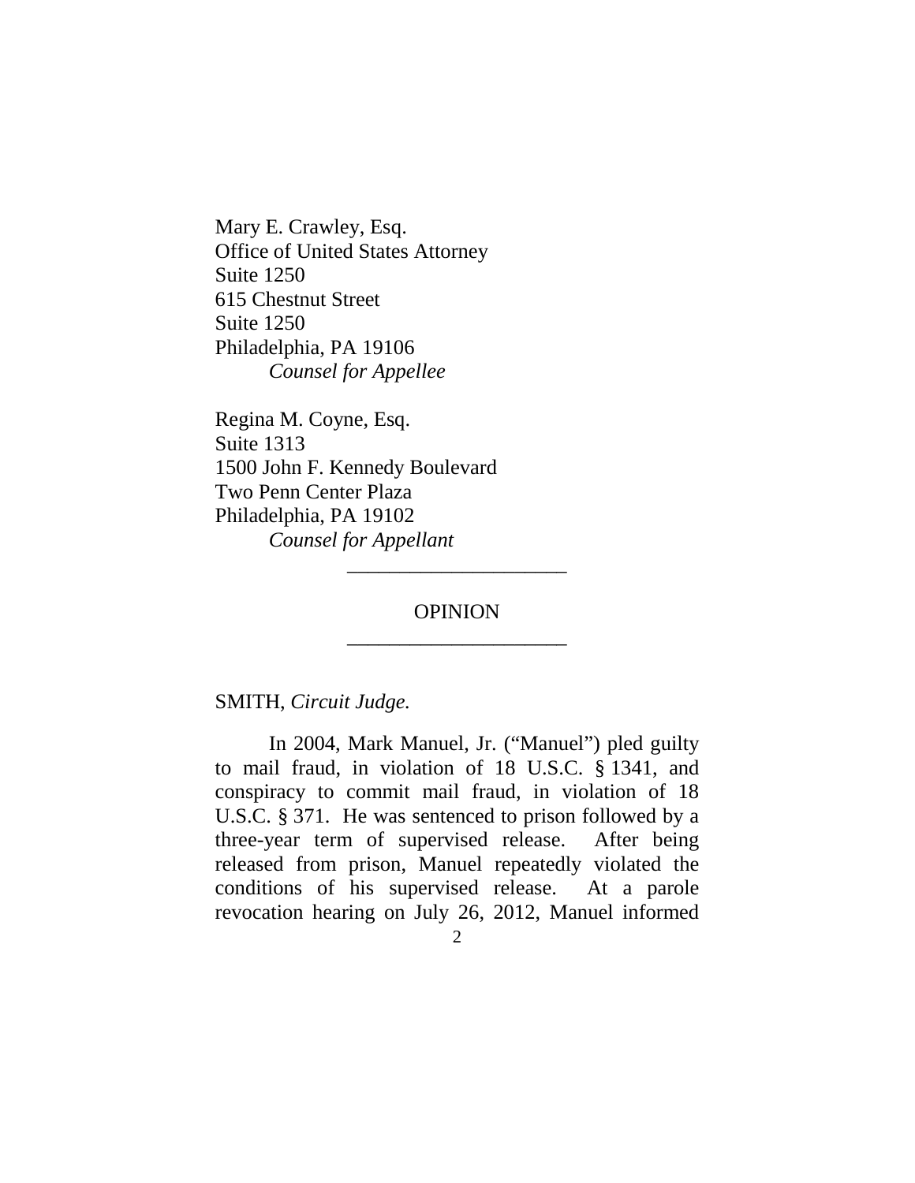Mary E. Crawley, Esq.
Office of United States Attorney
Suite 1250
615 Chestnut Street
Suite 1250
Philadelphia, PA 19106
*Counsel for Appellee*

Regina M. Coyne, Esq.
Suite 1313
1500 John F. Kennedy Boulevard
Two Penn Center Plaza
Philadelphia, PA 19102
*Counsel for Appellant*

---

OPINION

---

SMITH, *Circuit Judge.*

In 2004, Mark Manuel, Jr. ("Manuel") pled guilty to mail fraud, in violation of 18 U.S.C. § 1341, and conspiracy to commit mail fraud, in violation of 18 U.S.C. § 371. He was sentenced to prison followed by a three-year term of supervised release. After being released from prison, Manuel repeatedly violated the conditions of his supervised release. At a parole revocation hearing on July 26, 2012, Manuel informed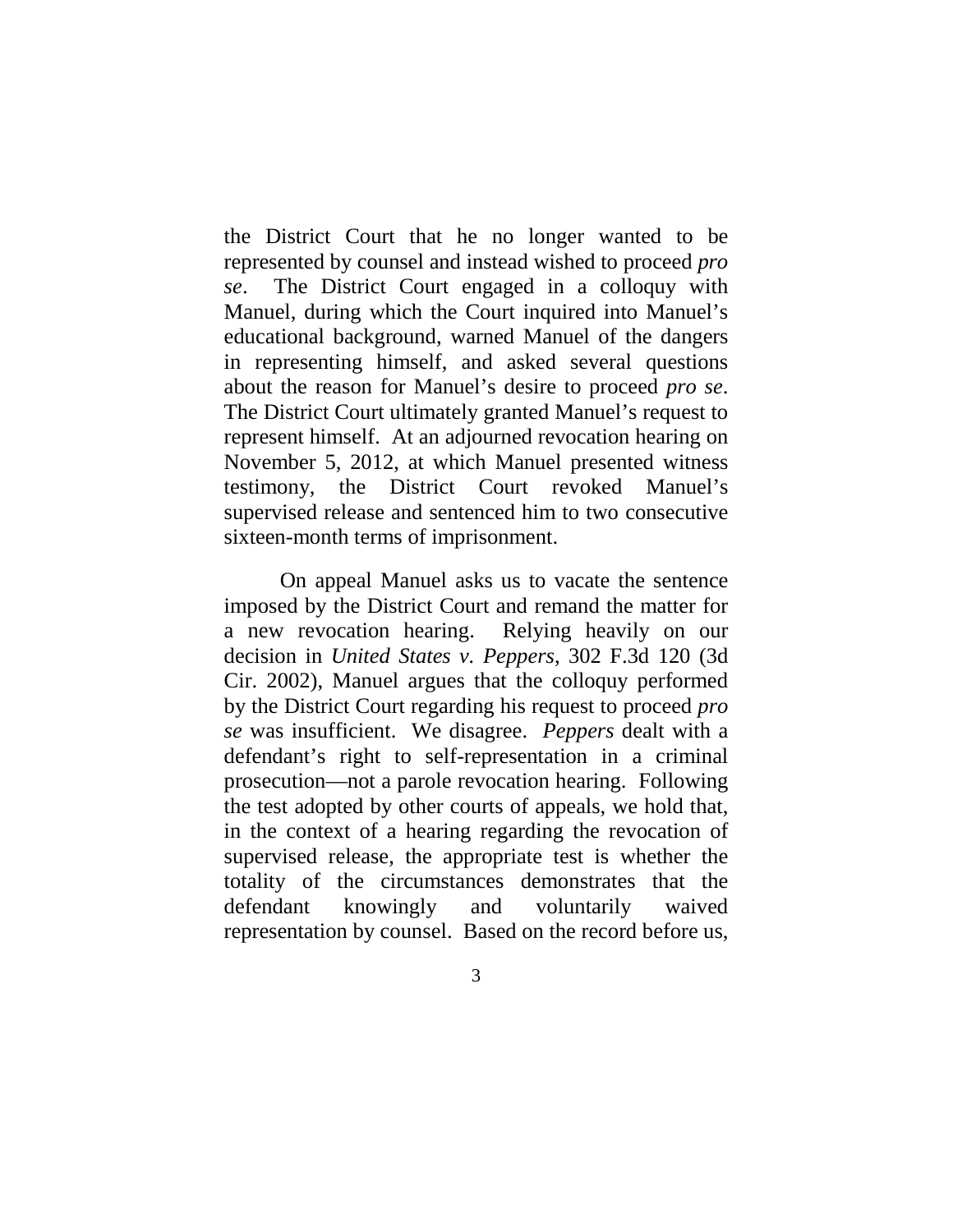the District Court that he no longer wanted to be represented by counsel and instead wished to proceed *pro se*. The District Court engaged in a colloquy with Manuel, during which the Court inquired into Manuel's educational background, warned Manuel of the dangers in representing himself, and asked several questions about the reason for Manuel's desire to proceed *pro se*. The District Court ultimately granted Manuel's request to represent himself. At an adjourned revocation hearing on November 5, 2012, at which Manuel presented witness testimony, the District Court revoked Manuel's supervised release and sentenced him to two consecutive sixteen-month terms of imprisonment.

On appeal Manuel asks us to vacate the sentence imposed by the District Court and remand the matter for a new revocation hearing. Relying heavily on our decision in *United States v. Peppers*, 302 F.3d 120 (3d Cir. 2002), Manuel argues that the colloquy performed by the District Court regarding his request to proceed *pro se* was insufficient. We disagree. *Peppers* dealt with a defendant's right to self-representation in a criminal prosecution—not a parole revocation hearing. Following the test adopted by other courts of appeals, we hold that, in the context of a hearing regarding the revocation of supervised release, the appropriate test is whether the totality of the circumstances demonstrates that the defendant knowingly and voluntarily waived representation by counsel. Based on the record before us,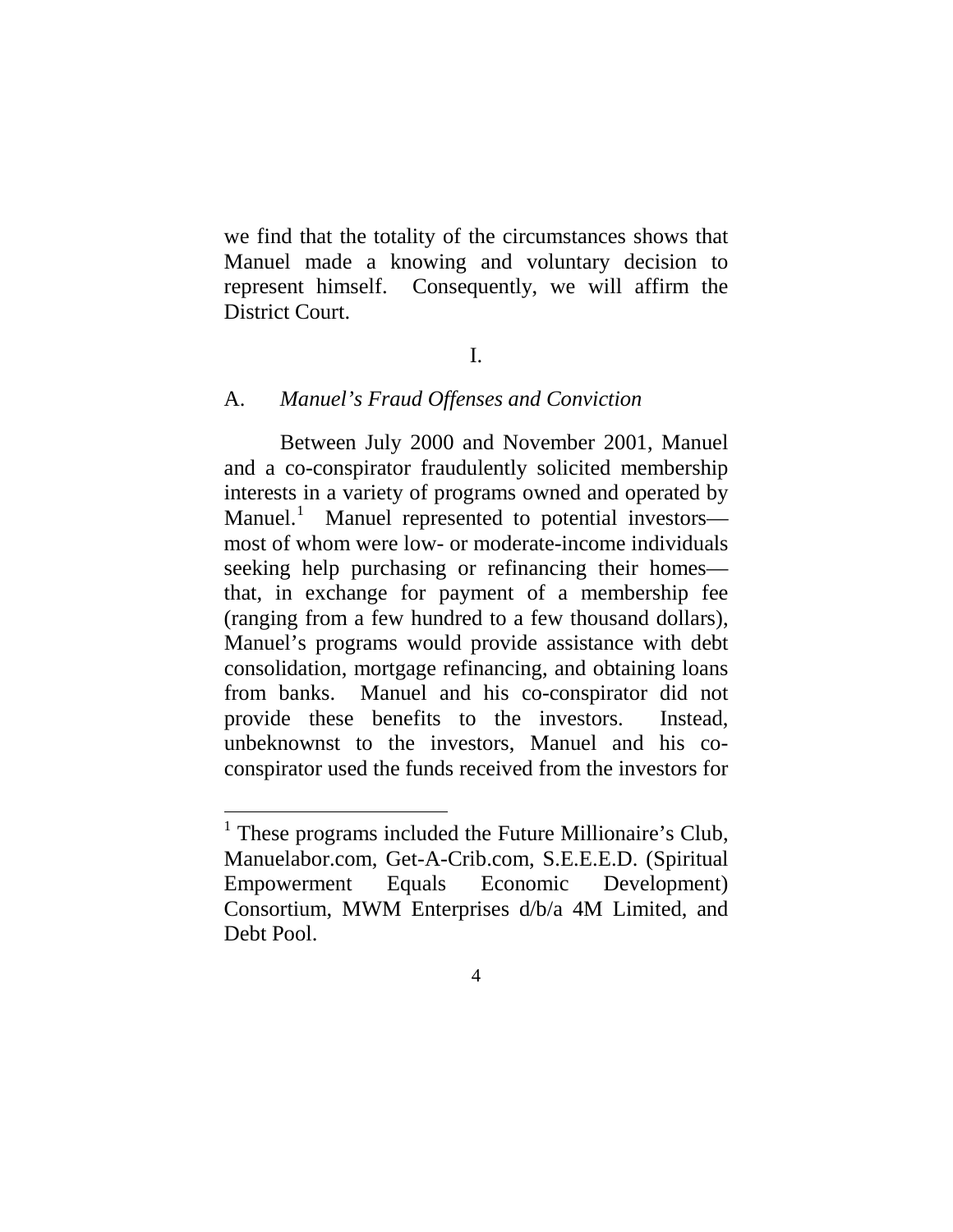we find that the totality of the circumstances shows that Manuel made a knowing and voluntary decision to represent himself. Consequently, we will affirm the District Court.

# I.

## A. *Manuel's Fraud Offenses and Conviction*

Between July 2000 and November 2001, Manuel and a co-conspirator fraudulently solicited membership interests in a variety of programs owned and operated by Manuel.[1] Manuel represented to potential investors—most of whom were low- or moderate-income individuals seeking help purchasing or refinancing their homes—that, in exchange for payment of a membership fee (ranging from a few hundred to a few thousand dollars), Manuel's programs would provide assistance with debt consolidation, mortgage refinancing, and obtaining loans from banks. Manuel and his co-conspirator did not provide these benefits to the investors. Instead, unbeknownst to the investors, Manuel and his co-conspirator used the funds received from the investors for

[1] These programs included the Future Millionaire's Club, Manuelabor.com, Get-A-Crib.com, S.E.E.E.D. (Spiritual Empowerment Equals Economic Development) Consortium, MWM Enterprises d/b/a 4M Limited, and Debt Pool.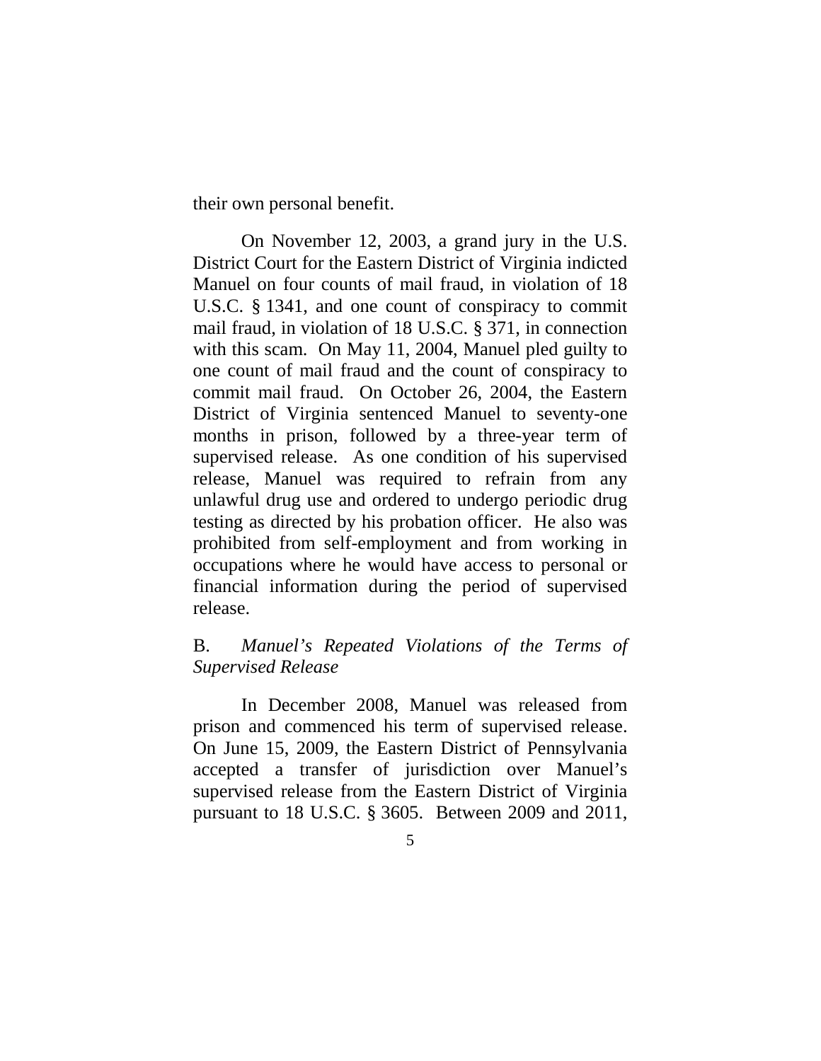their own personal benefit.

On November 12, 2003, a grand jury in the U.S. District Court for the Eastern District of Virginia indicted Manuel on four counts of mail fraud, in violation of 18 U.S.C. § 1341, and one count of conspiracy to commit mail fraud, in violation of 18 U.S.C. § 371, in connection with this scam. On May 11, 2004, Manuel pled guilty to one count of mail fraud and the count of conspiracy to commit mail fraud. On October 26, 2004, the Eastern District of Virginia sentenced Manuel to seventy-one months in prison, followed by a three-year term of supervised release. As one condition of his supervised release, Manuel was required to refrain from any unlawful drug use and ordered to undergo periodic drug testing as directed by his probation officer. He also was prohibited from self-employment and from working in occupations where he would have access to personal or financial information during the period of supervised release.

B. *Manuel's Repeated Violations of the Terms of Supervised Release*

In December 2008, Manuel was released from prison and commenced his term of supervised release. On June 15, 2009, the Eastern District of Pennsylvania accepted a transfer of jurisdiction over Manuel's supervised release from the Eastern District of Virginia pursuant to 18 U.S.C. § 3605. Between 2009 and 2011,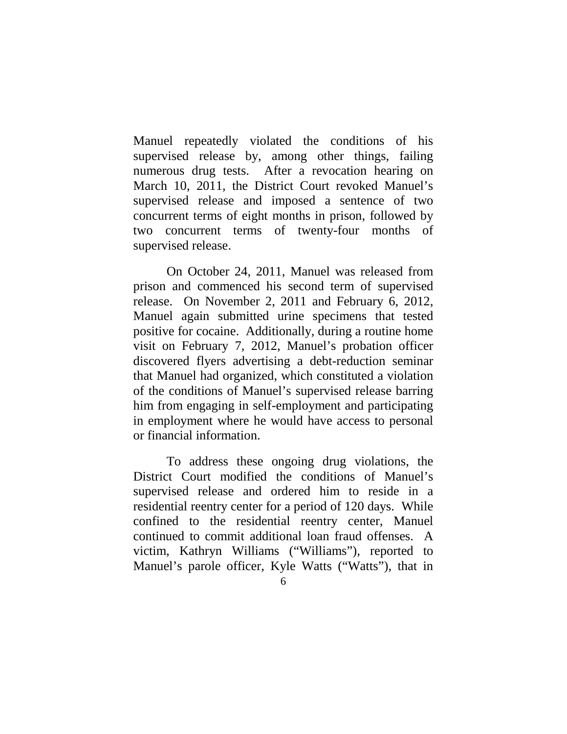Manuel repeatedly violated the conditions of his supervised release by, among other things, failing numerous drug tests. After a revocation hearing on March 10, 2011, the District Court revoked Manuel's supervised release and imposed a sentence of two concurrent terms of eight months in prison, followed by two concurrent terms of twenty-four months of supervised release.

On October 24, 2011, Manuel was released from prison and commenced his second term of supervised release. On November 2, 2011 and February 6, 2012, Manuel again submitted urine specimens that tested positive for cocaine. Additionally, during a routine home visit on February 7, 2012, Manuel's probation officer discovered flyers advertising a debt-reduction seminar that Manuel had organized, which constituted a violation of the conditions of Manuel's supervised release barring him from engaging in self-employment and participating in employment where he would have access to personal or financial information.

To address these ongoing drug violations, the District Court modified the conditions of Manuel's supervised release and ordered him to reside in a residential reentry center for a period of 120 days. While confined to the residential reentry center, Manuel continued to commit additional loan fraud offenses. A victim, Kathryn Williams ("Williams"), reported to Manuel's parole officer, Kyle Watts ("Watts"), that in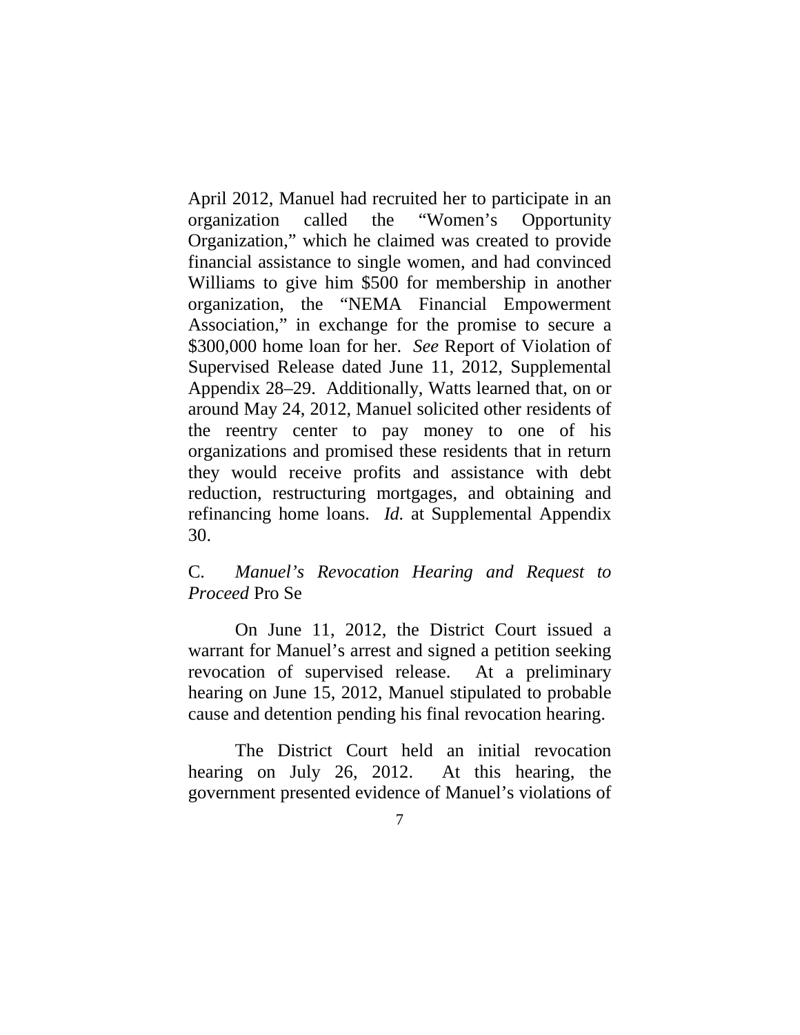April 2012, Manuel had recruited her to participate in an organization called the "Women's Opportunity Organization," which he claimed was created to provide financial assistance to single women, and had convinced Williams to give him $500 for membership in another organization, the "NEMA Financial Empowerment Association," in exchange for the promise to secure a $300,000 home loan for her. *See* Report of Violation of Supervised Release dated June 11, 2012, Supplemental Appendix 28–29. Additionally, Watts learned that, on or around May 24, 2012, Manuel solicited other residents of the reentry center to pay money to one of his organizations and promised these residents that in return they would receive profits and assistance with debt reduction, restructuring mortgages, and obtaining and refinancing home loans. *Id.* at Supplemental Appendix 30.

C. *Manuel's Revocation Hearing and Request to Proceed* Pro Se

On June 11, 2012, the District Court issued a warrant for Manuel's arrest and signed a petition seeking revocation of supervised release. At a preliminary hearing on June 15, 2012, Manuel stipulated to probable cause and detention pending his final revocation hearing.

The District Court held an initial revocation hearing on July 26, 2012. At this hearing, the government presented evidence of Manuel's violations of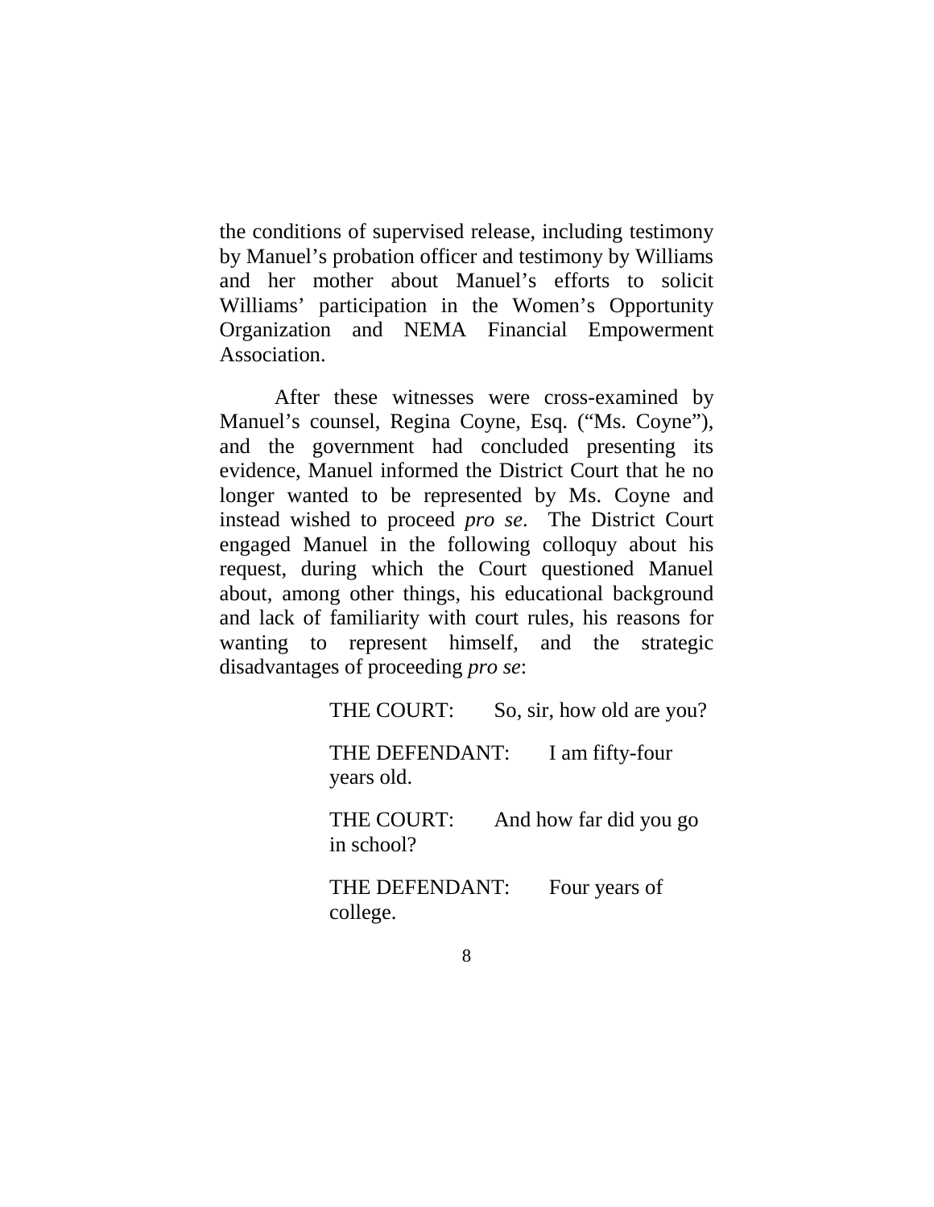the conditions of supervised release, including testimony by Manuel's probation officer and testimony by Williams and her mother about Manuel's efforts to solicit Williams' participation in the Women's Opportunity Organization and NEMA Financial Empowerment Association.

After these witnesses were cross-examined by Manuel's counsel, Regina Coyne, Esq. ("Ms. Coyne"), and the government had concluded presenting its evidence, Manuel informed the District Court that he no longer wanted to be represented by Ms. Coyne and instead wished to proceed *pro se*. The District Court engaged Manuel in the following colloquy about his request, during which the Court questioned Manuel about, among other things, his educational background and lack of familiarity with court rules, his reasons for wanting to represent himself, and the strategic disadvantages of proceeding *pro se*:

> THE COURT: So, sir, how old are you?
>
> THE DEFENDANT: I am fifty-four years old.
>
> THE COURT: And how far did you go in school?
>
> THE DEFENDANT: Four years of college.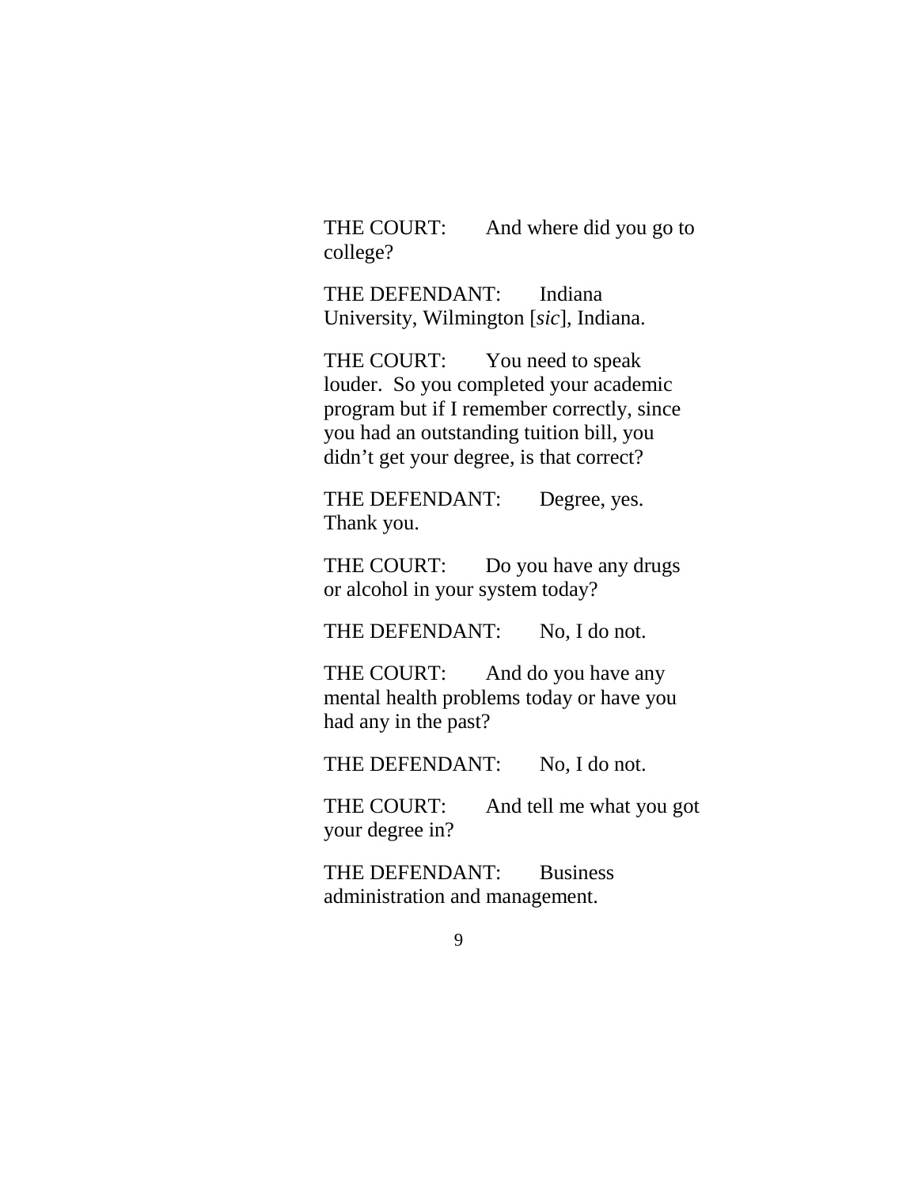THE COURT: And where did you go to college?

THE DEFENDANT: Indiana University, Wilmington [*sic*], Indiana.

THE COURT: You need to speak louder. So you completed your academic program but if I remember correctly, since you had an outstanding tuition bill, you didn't get your degree, is that correct?

THE DEFENDANT: Degree, yes. Thank you.

THE COURT: Do you have any drugs or alcohol in your system today?

THE DEFENDANT: No, I do not.

THE COURT: And do you have any mental health problems today or have you had any in the past?

THE DEFENDANT: No, I do not.

THE COURT: And tell me what you got your degree in?

THE DEFENDANT: Business administration and management.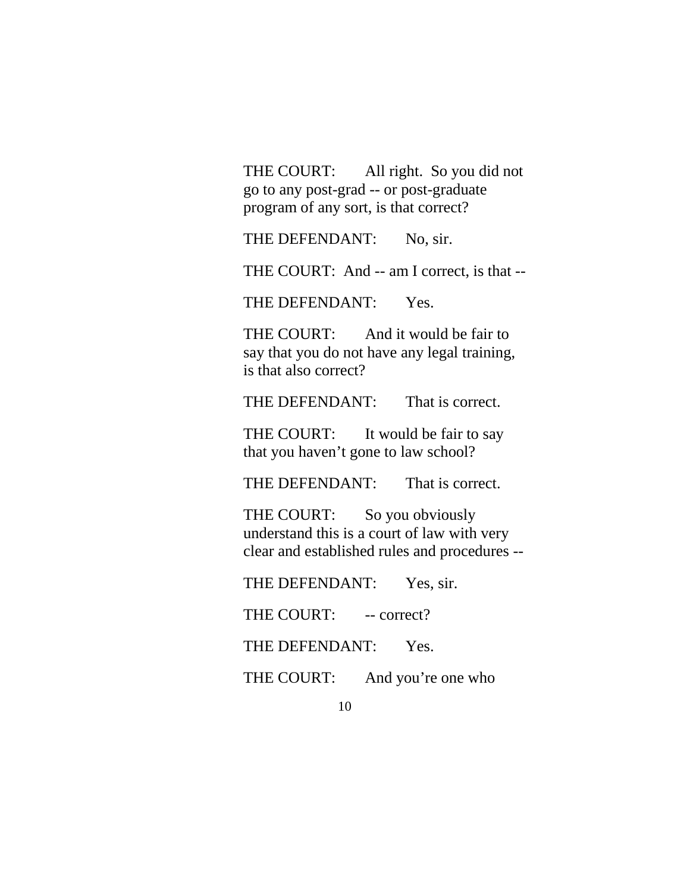THE COURT: All right. So you did not go to any post-grad -- or post-graduate program of any sort, is that correct?

THE DEFENDANT: No, sir.

THE COURT: And -- am I correct, is that --

THE DEFENDANT: Yes.

THE COURT: And it would be fair to say that you do not have any legal training, is that also correct?

THE DEFENDANT: That is correct.

THE COURT: It would be fair to say that you haven't gone to law school?

THE DEFENDANT: That is correct.

THE COURT: So you obviously understand this is a court of law with very clear and established rules and procedures --

THE DEFENDANT: Yes, sir.

THE COURT: -- correct?

THE DEFENDANT: Yes.

THE COURT: And you're one who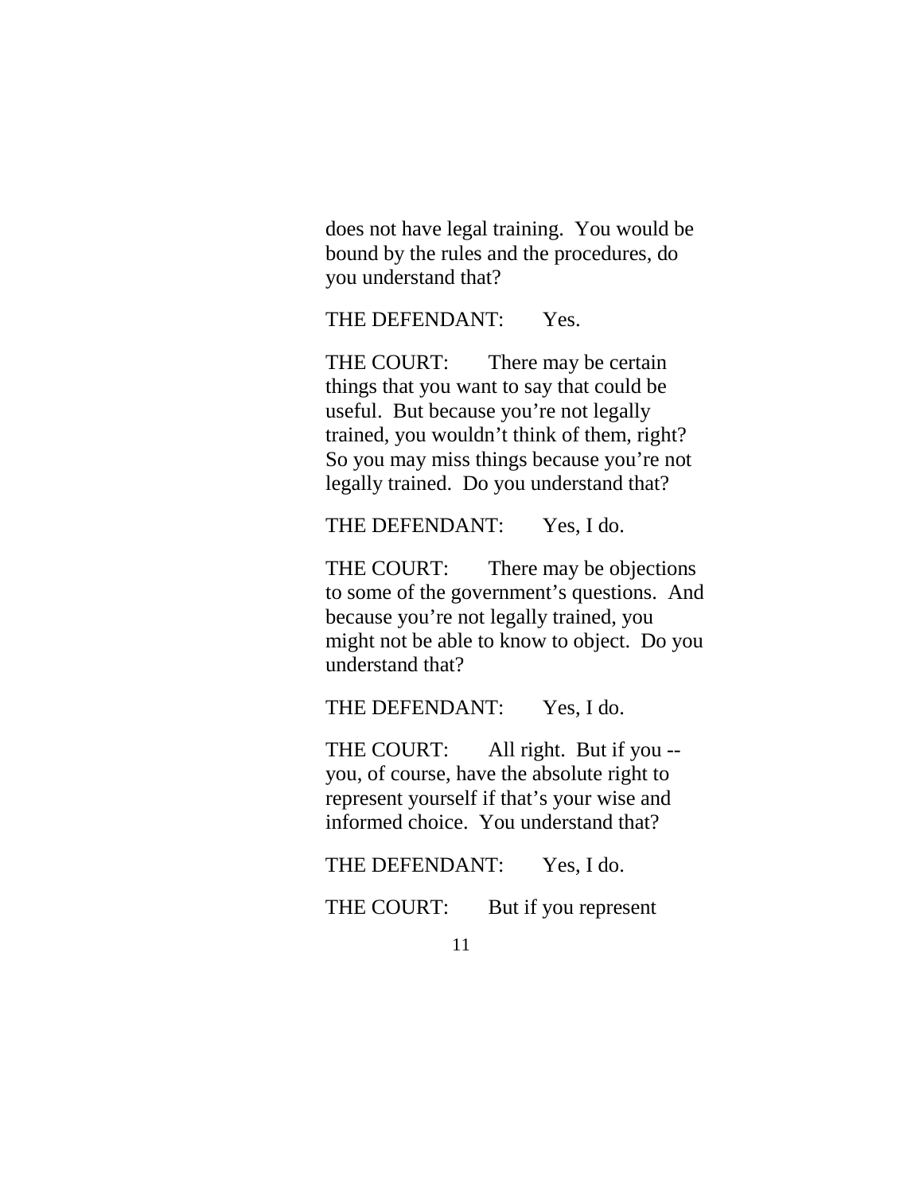does not have legal training. You would be bound by the rules and the procedures, do you understand that?

THE DEFENDANT: Yes.

THE COURT: There may be certain things that you want to say that could be useful. But because you're not legally trained, you wouldn't think of them, right? So you may miss things because you're not legally trained. Do you understand that?

THE DEFENDANT: Yes, I do.

THE COURT: There may be objections to some of the government's questions. And because you're not legally trained, you might not be able to know to object. Do you understand that?

THE DEFENDANT: Yes, I do.

THE COURT: All right. But if you -- you, of course, have the absolute right to represent yourself if that's your wise and informed choice. You understand that?

THE DEFENDANT: Yes, I do.

THE COURT: But if you represent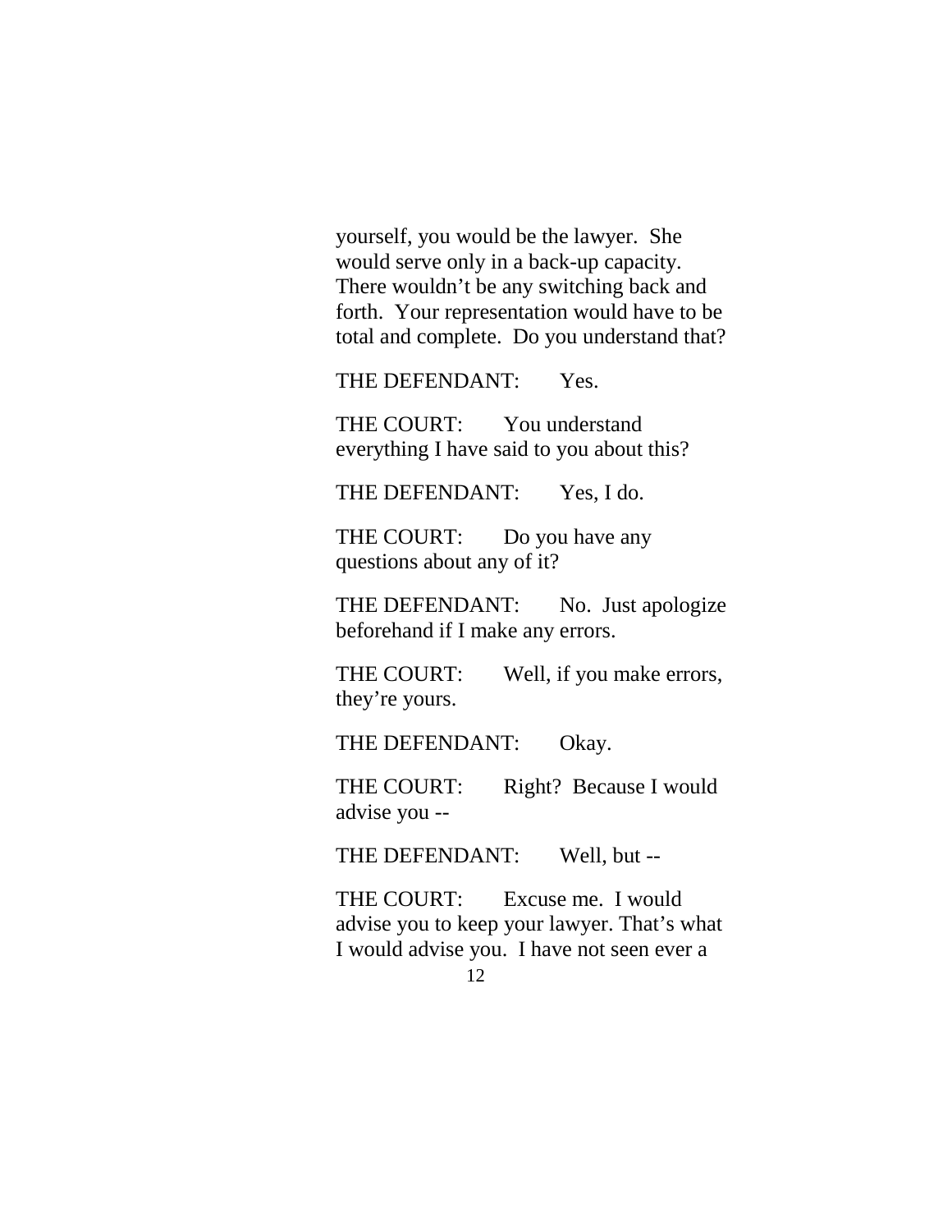yourself, you would be the lawyer. She would serve only in a back-up capacity. There wouldn't be any switching back and forth. Your representation would have to be total and complete. Do you understand that?

THE DEFENDANT: Yes.

THE COURT: You understand everything I have said to you about this?

THE DEFENDANT: Yes, I do.

THE COURT: Do you have any questions about any of it?

THE DEFENDANT: No. Just apologize beforehand if I make any errors.

THE COURT: Well, if you make errors, they're yours.

THE DEFENDANT: Okay.

THE COURT: Right? Because I would advise you --

THE DEFENDANT: Well, but --

THE COURT: Excuse me. I would advise you to keep your lawyer. That's what I would advise you. I have not seen ever a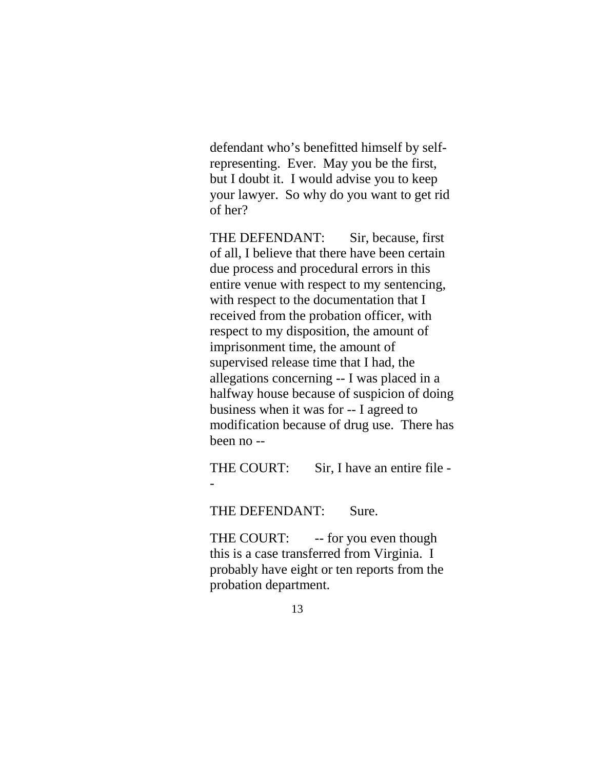defendant who's benefitted himself by self-representing. Ever. May you be the first, but I doubt it. I would advise you to keep your lawyer. So why do you want to get rid of her?

THE DEFENDANT: Sir, because, first of all, I believe that there have been certain due process and procedural errors in this entire venue with respect to my sentencing, with respect to the documentation that I received from the probation officer, with respect to my disposition, the amount of imprisonment time, the amount of supervised release time that I had, the allegations concerning -- I was placed in a halfway house because of suspicion of doing business when it was for -- I agreed to modification because of drug use. There has been no --

THE COURT: Sir, I have an entire file --

THE DEFENDANT: Sure.

THE COURT: -- for you even though this is a case transferred from Virginia. I probably have eight or ten reports from the probation department.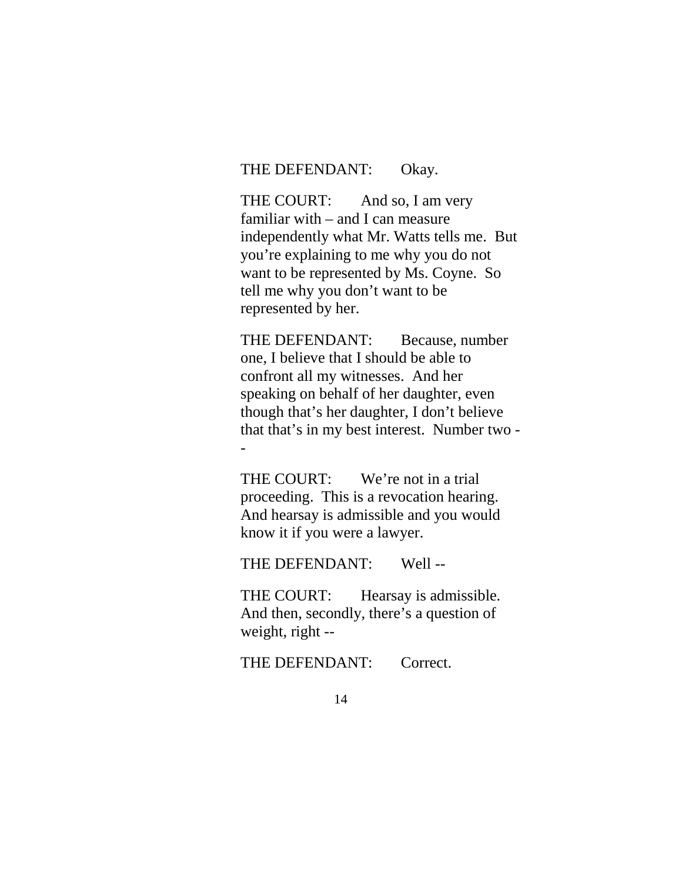THE DEFENDANT: Okay.

THE COURT: And so, I am very familiar with – and I can measure independently what Mr. Watts tells me. But you're explaining to me why you do not want to be represented by Ms. Coyne. So tell me why you don't want to be represented by her.

THE DEFENDANT: Because, number one, I believe that I should be able to confront all my witnesses. And her speaking on behalf of her daughter, even though that's her daughter, I don't believe that that's in my best interest. Number two --

THE COURT: We're not in a trial proceeding. This is a revocation hearing. And hearsay is admissible and you would know it if you were a lawyer.

THE DEFENDANT: Well --

THE COURT: Hearsay is admissible. And then, secondly, there's a question of weight, right --

THE DEFENDANT: Correct.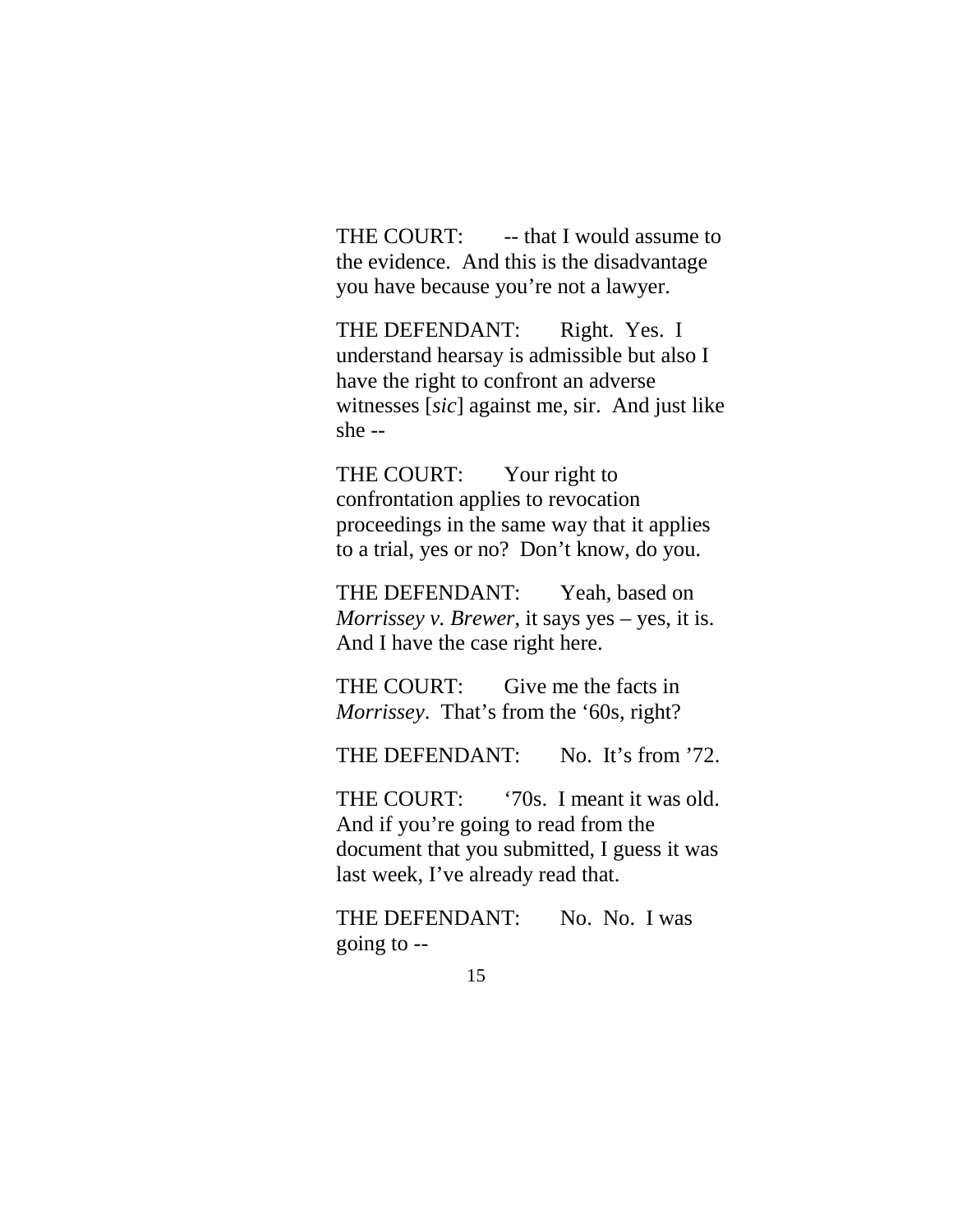THE COURT: -- that I would assume to the evidence. And this is the disadvantage you have because you're not a lawyer.

THE DEFENDANT: Right. Yes. I understand hearsay is admissible but also I have the right to confront an adverse witnesses [*sic*] against me, sir. And just like she --

THE COURT: Your right to confrontation applies to revocation proceedings in the same way that it applies to a trial, yes or no? Don't know, do you.

THE DEFENDANT: Yeah, based on *Morrissey v. Brewer*, it says yes – yes, it is. And I have the case right here.

THE COURT: Give me the facts in *Morrissey*. That's from the '60s, right?

THE DEFENDANT: No. It's from '72.

THE COURT: '70s. I meant it was old. And if you're going to read from the document that you submitted, I guess it was last week, I've already read that.

THE DEFENDANT: No. No. I was going to --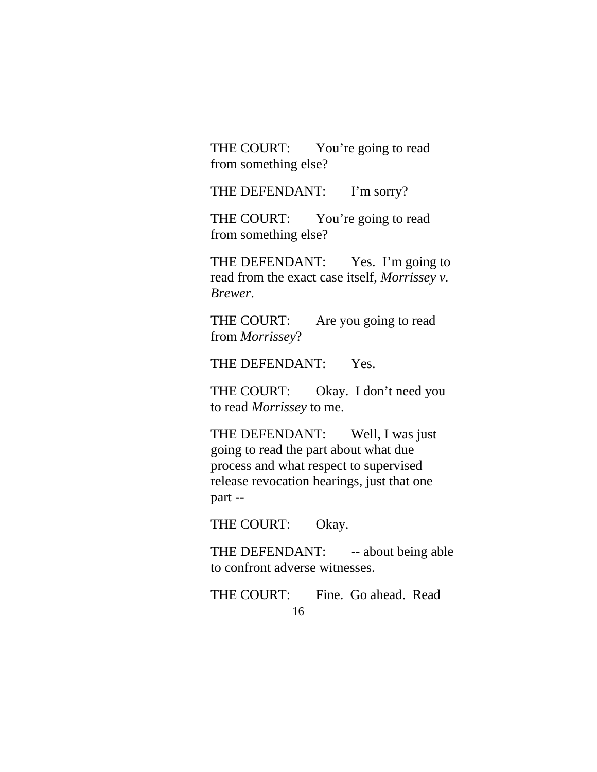THE COURT: You're going to read from something else?

THE DEFENDANT: I'm sorry?

THE COURT: You're going to read from something else?

THE DEFENDANT: Yes. I'm going to read from the exact case itself, *Morrissey v. Brewer*.

THE COURT: Are you going to read from *Morrissey*?

THE DEFENDANT: Yes.

THE COURT: Okay. I don't need you to read *Morrissey* to me.

THE DEFENDANT: Well, I was just going to read the part about what due process and what respect to supervised release revocation hearings, just that one part --

THE COURT: Okay.

THE DEFENDANT: -- about being able to confront adverse witnesses.

THE COURT: Fine. Go ahead. Read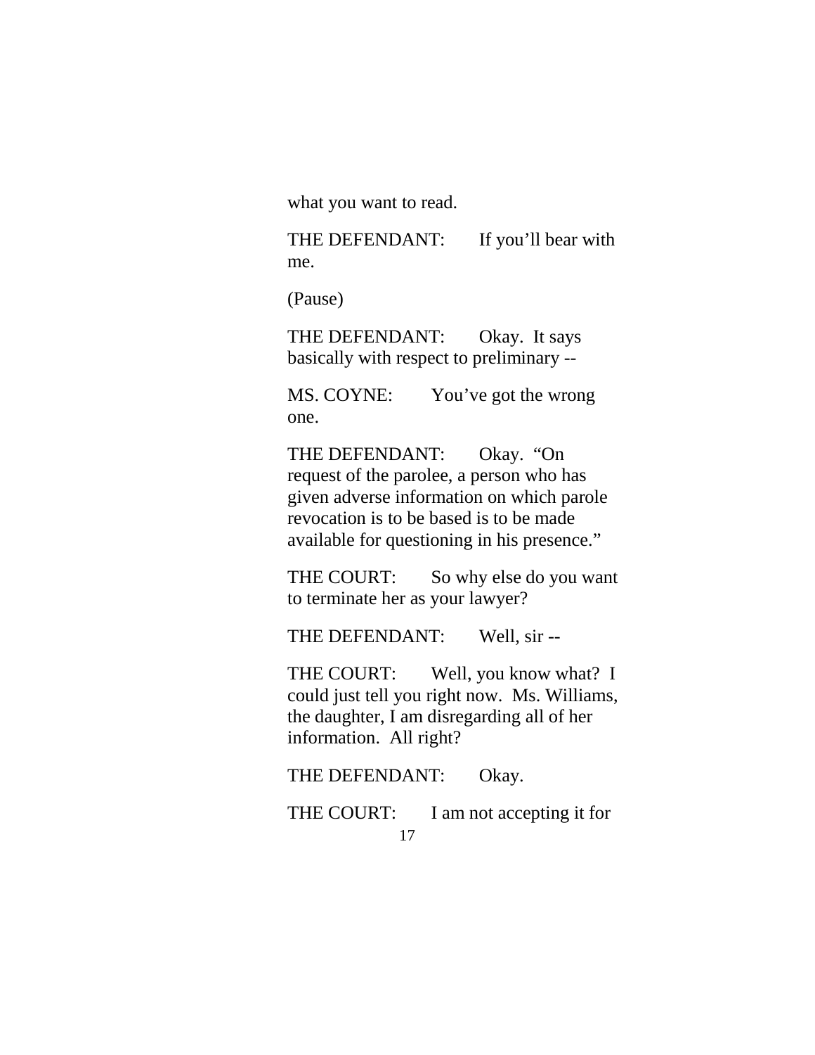what you want to read.

THE DEFENDANT: If you'll bear with me.

(Pause)

THE DEFENDANT: Okay. It says basically with respect to preliminary --

MS. COYNE: You've got the wrong one.

THE DEFENDANT: Okay. "On request of the parolee, a person who has given adverse information on which parole revocation is to be based is to be made available for questioning in his presence."

THE COURT: So why else do you want to terminate her as your lawyer?

THE DEFENDANT: Well, sir --

THE COURT: Well, you know what? I could just tell you right now. Ms. Williams, the daughter, I am disregarding all of her information. All right?

THE DEFENDANT: Okay.

THE COURT: I am not accepting it for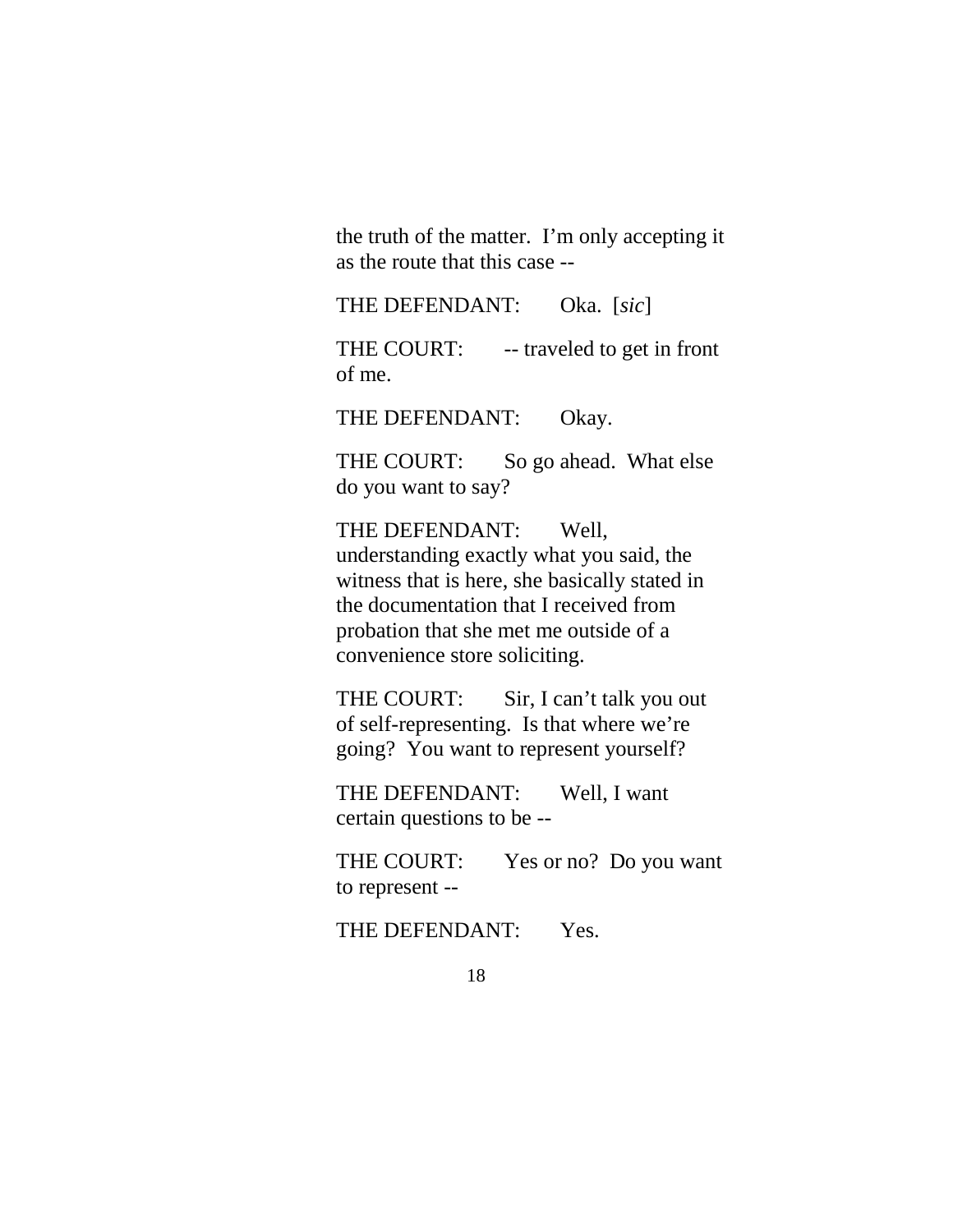the truth of the matter. I’m only accepting it as the route that this case --

THE DEFENDANT: Oka. [*sic*]

THE COURT: -- traveled to get in front of me.

THE DEFENDANT: Okay.

THE COURT: So go ahead. What else do you want to say?

THE DEFENDANT: Well, understanding exactly what you said, the witness that is here, she basically stated in the documentation that I received from probation that she met me outside of a convenience store soliciting.

THE COURT: Sir, I can’t talk you out of self-representing. Is that where we’re going? You want to represent yourself?

THE DEFENDANT: Well, I want certain questions to be --

THE COURT: Yes or no? Do you want to represent --

THE DEFENDANT: Yes.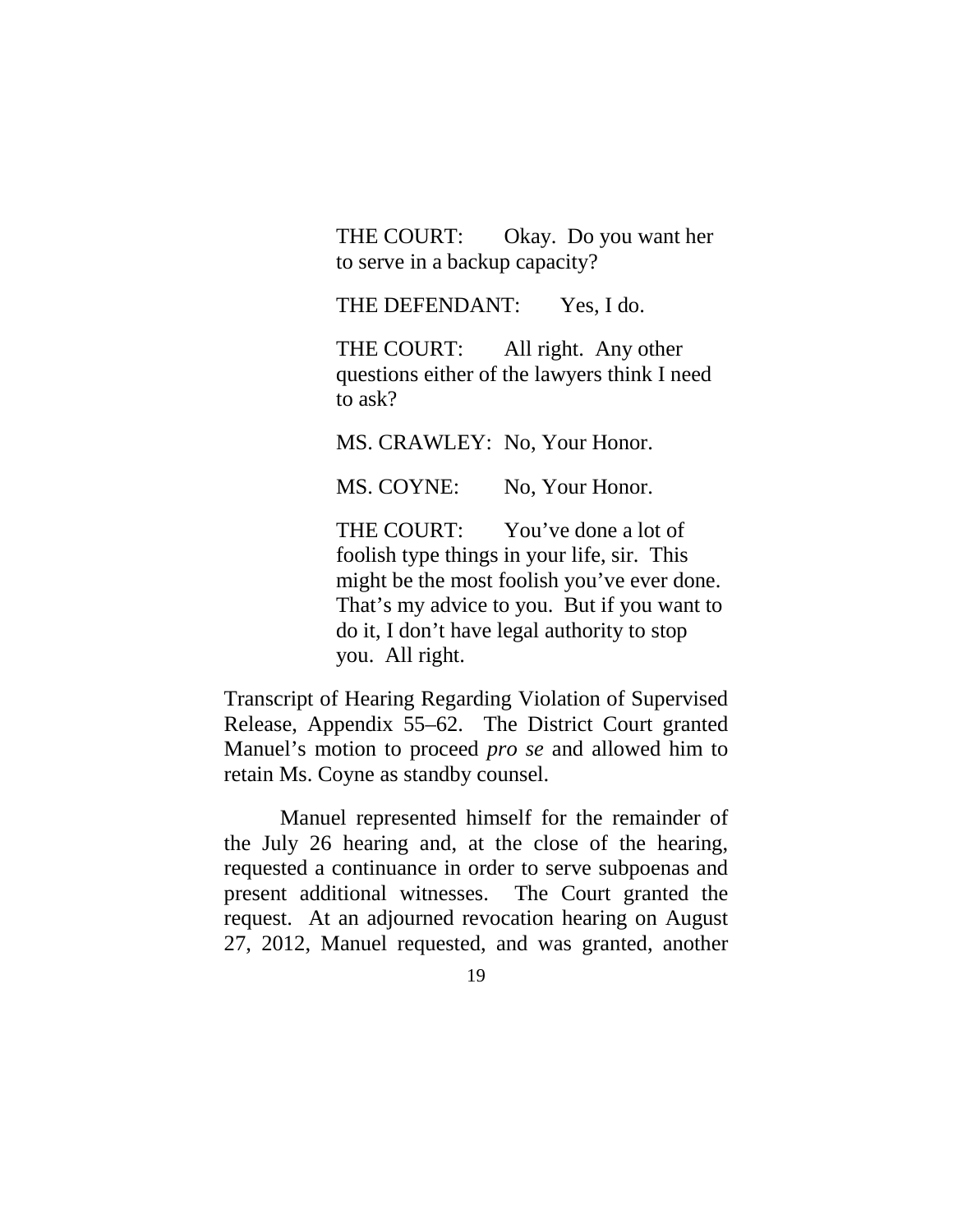> THE COURT: Okay. Do you want her to serve in a backup capacity?
>
> THE DEFENDANT: Yes, I do.
>
> THE COURT: All right. Any other questions either of the lawyers think I need to ask?
>
> MS. CRAWLEY: No, Your Honor.
>
> MS. COYNE: No, Your Honor.
>
> THE COURT: You've done a lot of foolish type things in your life, sir. This might be the most foolish you've ever done. That's my advice to you. But if you want to do it, I don't have legal authority to stop you. All right.

Transcript of Hearing Regarding Violation of Supervised Release, Appendix 55–62. The District Court granted Manuel's motion to proceed *pro se* and allowed him to retain Ms. Coyne as standby counsel.

Manuel represented himself for the remainder of the July 26 hearing and, at the close of the hearing, requested a continuance in order to serve subpoenas and present additional witnesses. The Court granted the request. At an adjourned revocation hearing on August 27, 2012, Manuel requested, and was granted, another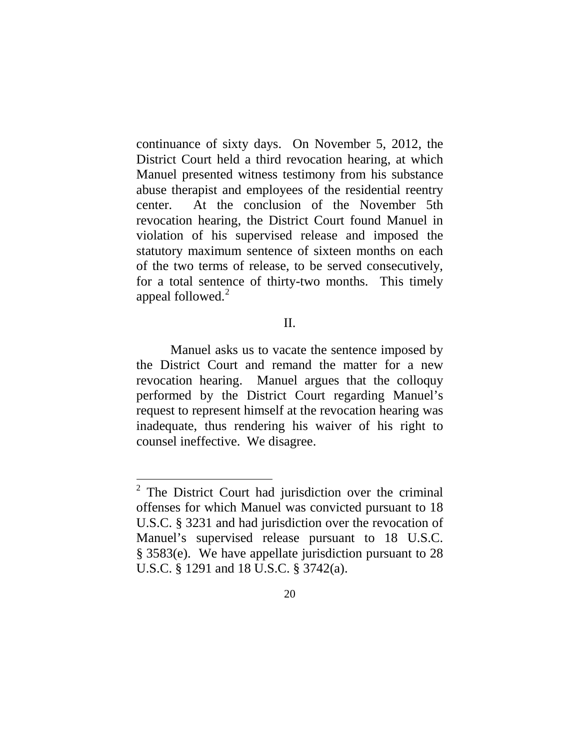continuance of sixty days. On November 5, 2012, the District Court held a third revocation hearing, at which Manuel presented witness testimony from his substance abuse therapist and employees of the residential reentry center. At the conclusion of the November 5th revocation hearing, the District Court found Manuel in violation of his supervised release and imposed the statutory maximum sentence of sixteen months on each of the two terms of release, to be served consecutively, for a total sentence of thirty-two months. This timely appeal followed.[2]

## II.

Manuel asks us to vacate the sentence imposed by the District Court and remand the matter for a new revocation hearing. Manuel argues that the colloquy performed by the District Court regarding Manuel's request to represent himself at the revocation hearing was inadequate, thus rendering his waiver of his right to counsel ineffective. We disagree.

---

[2] The District Court had jurisdiction over the criminal offenses for which Manuel was convicted pursuant to 18 U.S.C. § 3231 and had jurisdiction over the revocation of Manuel's supervised release pursuant to 18 U.S.C. § 3583(e). We have appellate jurisdiction pursuant to 28 U.S.C. § 1291 and 18 U.S.C. § 3742(a).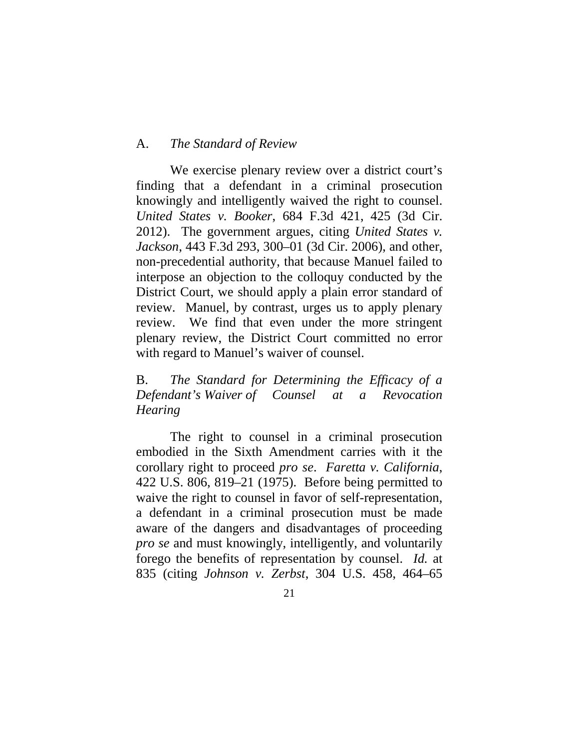A. *The Standard of Review*

We exercise plenary review over a district court's finding that a defendant in a criminal prosecution knowingly and intelligently waived the right to counsel. *United States v. Booker*, 684 F.3d 421, 425 (3d Cir. 2012). The government argues, citing *United States v. Jackson*, 443 F.3d 293, 300–01 (3d Cir. 2006), and other, non-precedential authority, that because Manuel failed to interpose an objection to the colloquy conducted by the District Court, we should apply a plain error standard of review. Manuel, by contrast, urges us to apply plenary review. We find that even under the more stringent plenary review, the District Court committed no error with regard to Manuel's waiver of counsel.

B. *The Standard for Determining the Efficacy of a Defendant's Waiver of Counsel at a Revocation Hearing*

The right to counsel in a criminal prosecution embodied in the Sixth Amendment carries with it the corollary right to proceed *pro se*. *Faretta v. California*, 422 U.S. 806, 819–21 (1975). Before being permitted to waive the right to counsel in favor of self-representation, a defendant in a criminal prosecution must be made aware of the dangers and disadvantages of proceeding *pro se* and must knowingly, intelligently, and voluntarily forego the benefits of representation by counsel. *Id.* at 835 (citing *Johnson v. Zerbst*, 304 U.S. 458, 464–65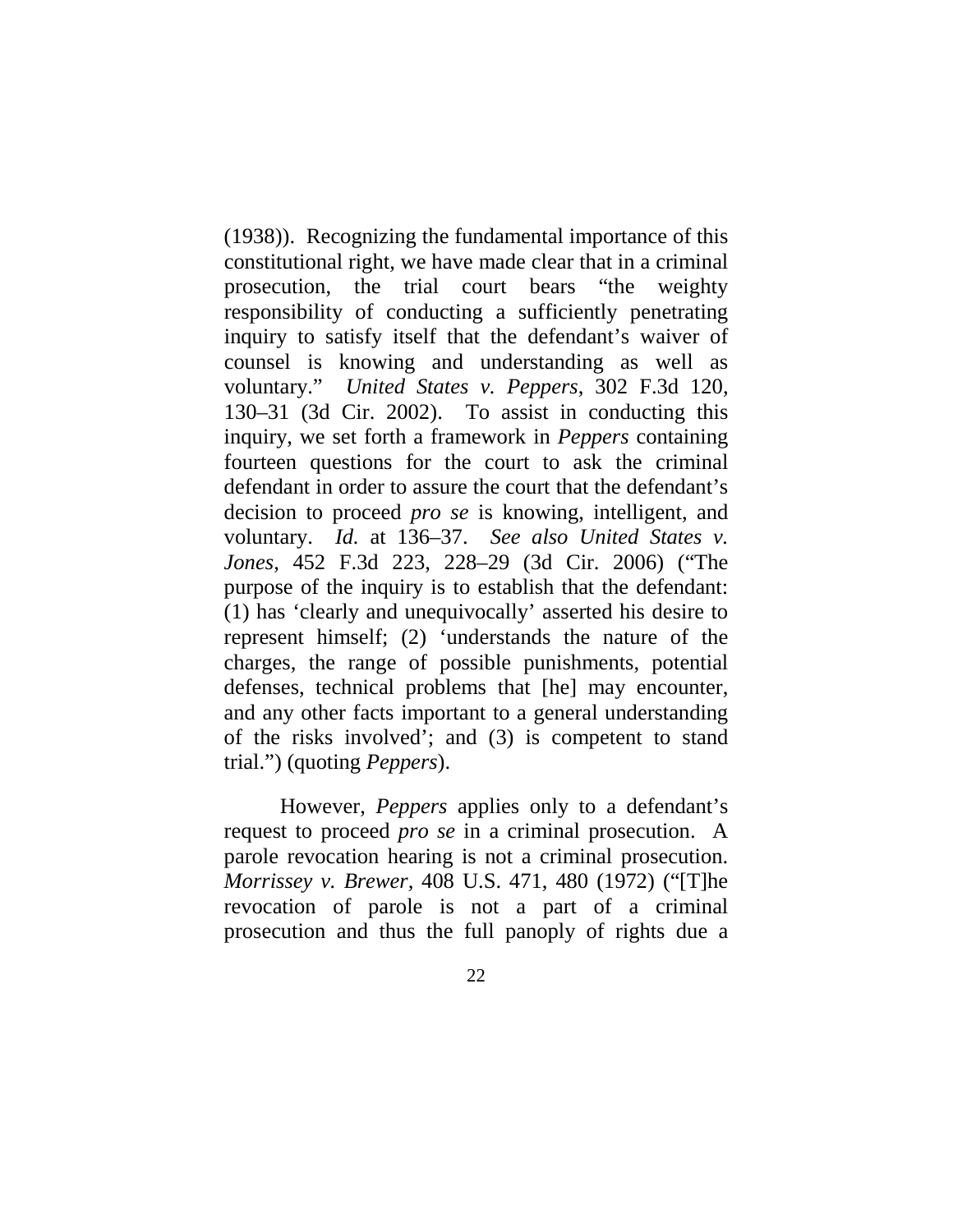(1938)). Recognizing the fundamental importance of this constitutional right, we have made clear that in a criminal prosecution, the trial court bears "the weighty responsibility of conducting a sufficiently penetrating inquiry to satisfy itself that the defendant's waiver of counsel is knowing and understanding as well as voluntary." *United States v. Peppers*, 302 F.3d 120, 130–31 (3d Cir. 2002). To assist in conducting this inquiry, we set forth a framework in *Peppers* containing fourteen questions for the court to ask the criminal defendant in order to assure the court that the defendant's decision to proceed *pro se* is knowing, intelligent, and voluntary. *Id.* at 136–37. *See also United States v. Jones*, 452 F.3d 223, 228–29 (3d Cir. 2006) ("The purpose of the inquiry is to establish that the defendant: (1) has 'clearly and unequivocally' asserted his desire to represent himself; (2) 'understands the nature of the charges, the range of possible punishments, potential defenses, technical problems that [he] may encounter, and any other facts important to a general understanding of the risks involved'; and (3) is competent to stand trial.") (quoting *Peppers*).

However, *Peppers* applies only to a defendant's request to proceed *pro se* in a criminal prosecution. A parole revocation hearing is not a criminal prosecution. *Morrissey v. Brewer*, 408 U.S. 471, 480 (1972) ("[T]he revocation of parole is not a part of a criminal prosecution and thus the full panoply of rights due a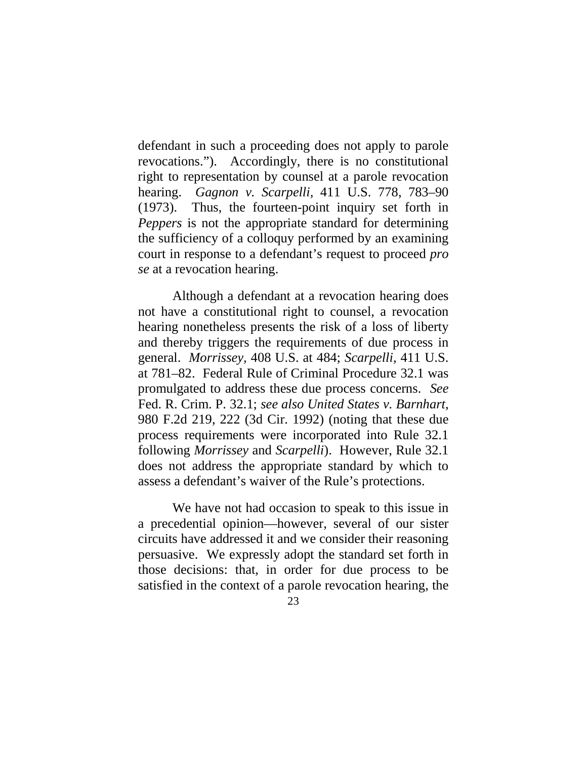defendant in such a proceeding does not apply to parole revocations."). Accordingly, there is no constitutional right to representation by counsel at a parole revocation hearing. *Gagnon v. Scarpelli*, 411 U.S. 778, 783–90 (1973). Thus, the fourteen-point inquiry set forth in *Peppers* is not the appropriate standard for determining the sufficiency of a colloquy performed by an examining court in response to a defendant's request to proceed *pro se* at a revocation hearing.

Although a defendant at a revocation hearing does not have a constitutional right to counsel, a revocation hearing nonetheless presents the risk of a loss of liberty and thereby triggers the requirements of due process in general. *Morrissey*, 408 U.S. at 484; *Scarpelli*, 411 U.S. at 781–82. Federal Rule of Criminal Procedure 32.1 was promulgated to address these due process concerns. *See* Fed. R. Crim. P. 32.1; *see also United States v. Barnhart*, 980 F.2d 219, 222 (3d Cir. 1992) (noting that these due process requirements were incorporated into Rule 32.1 following *Morrissey* and *Scarpelli*). However, Rule 32.1 does not address the appropriate standard by which to assess a defendant's waiver of the Rule's protections.

We have not had occasion to speak to this issue in a precedential opinion—however, several of our sister circuits have addressed it and we consider their reasoning persuasive. We expressly adopt the standard set forth in those decisions: that, in order for due process to be satisfied in the context of a parole revocation hearing, the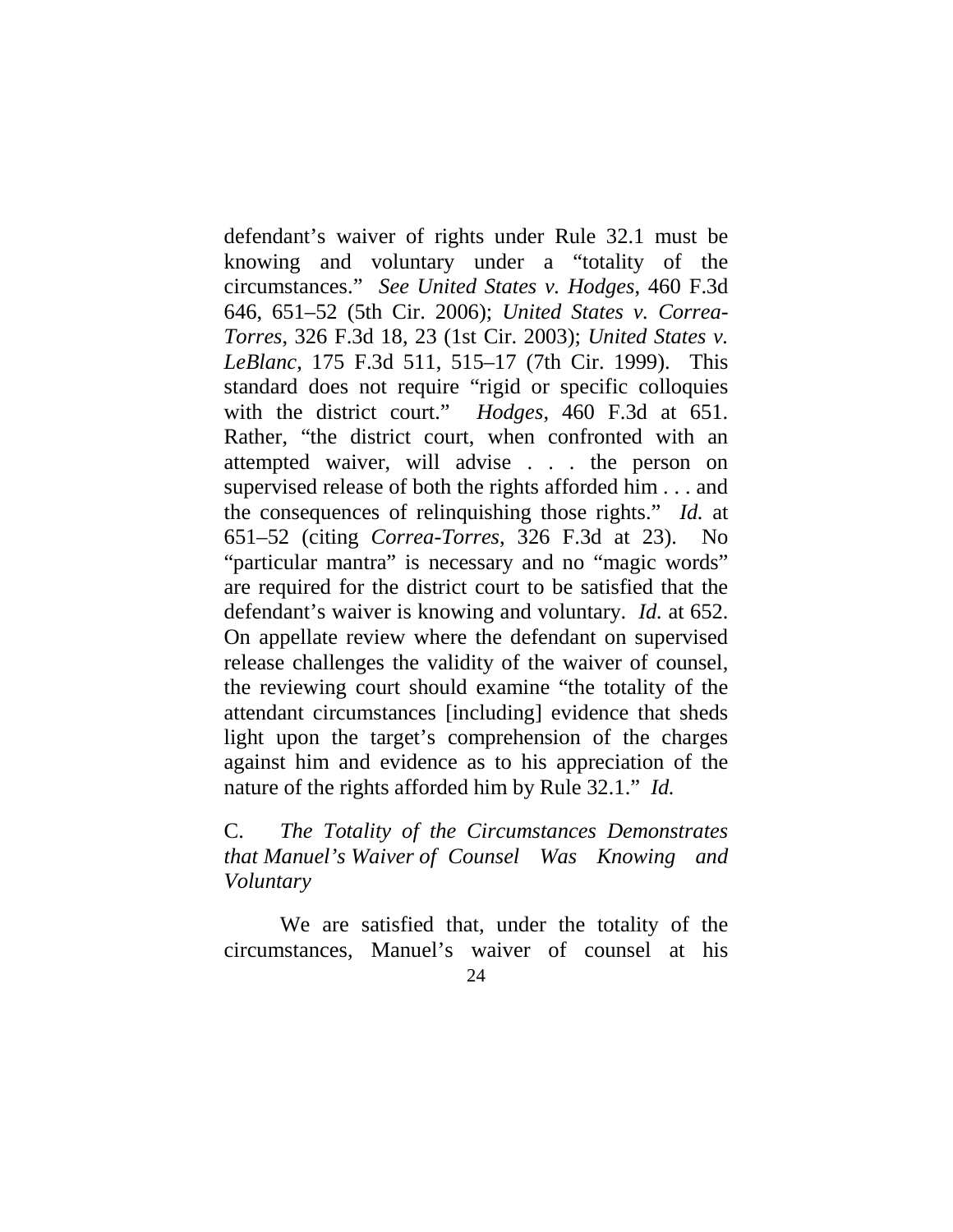defendant's waiver of rights under Rule 32.1 must be knowing and voluntary under a "totality of the circumstances." *See United States v. Hodges*, 460 F.3d 646, 651–52 (5th Cir. 2006); *United States v. Correa-Torres*, 326 F.3d 18, 23 (1st Cir. 2003); *United States v. LeBlanc*, 175 F.3d 511, 515–17 (7th Cir. 1999). This standard does not require "rigid or specific colloquies with the district court." *Hodges*, 460 F.3d at 651. Rather, "the district court, when confronted with an attempted waiver, will advise . . . the person on supervised release of both the rights afforded him . . . and the consequences of relinquishing those rights." *Id.* at 651–52 (citing *Correa-Torres*, 326 F.3d at 23). No "particular mantra" is necessary and no "magic words" are required for the district court to be satisfied that the defendant's waiver is knowing and voluntary. *Id.* at 652. On appellate review where the defendant on supervised release challenges the validity of the waiver of counsel, the reviewing court should examine "the totality of the attendant circumstances [including] evidence that sheds light upon the target's comprehension of the charges against him and evidence as to his appreciation of the nature of the rights afforded him by Rule 32.1." *Id.*

### C. *The Totality of the Circumstances Demonstrates that Manuel's Waiver of Counsel Was Knowing and Voluntary*

We are satisfied that, under the totality of the circumstances, Manuel's waiver of counsel at his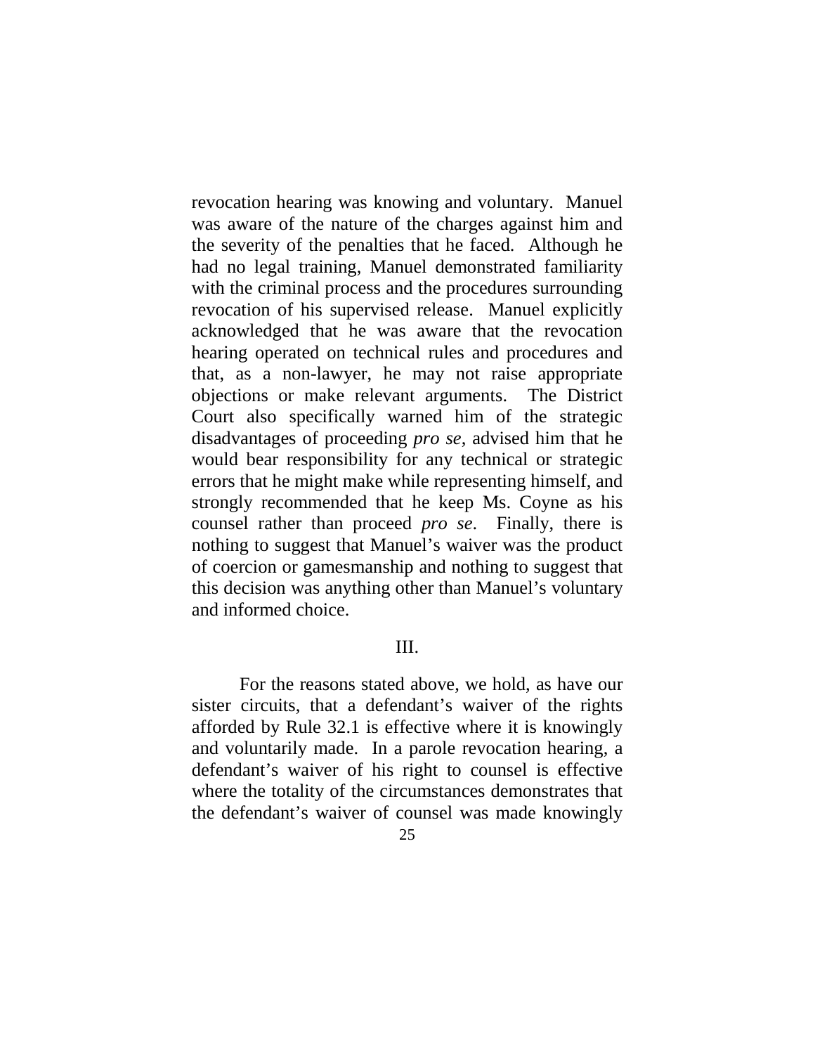revocation hearing was knowing and voluntary. Manuel was aware of the nature of the charges against him and the severity of the penalties that he faced. Although he had no legal training, Manuel demonstrated familiarity with the criminal process and the procedures surrounding revocation of his supervised release. Manuel explicitly acknowledged that he was aware that the revocation hearing operated on technical rules and procedures and that, as a non-lawyer, he may not raise appropriate objections or make relevant arguments. The District Court also specifically warned him of the strategic disadvantages of proceeding *pro se*, advised him that he would bear responsibility for any technical or strategic errors that he might make while representing himself, and strongly recommended that he keep Ms. Coyne as his counsel rather than proceed *pro se*. Finally, there is nothing to suggest that Manuel's waiver was the product of coercion or gamesmanship and nothing to suggest that this decision was anything other than Manuel's voluntary and informed choice.

## III.

For the reasons stated above, we hold, as have our sister circuits, that a defendant's waiver of the rights afforded by Rule 32.1 is effective where it is knowingly and voluntarily made. In a parole revocation hearing, a defendant's waiver of his right to counsel is effective where the totality of the circumstances demonstrates that the defendant's waiver of counsel was made knowingly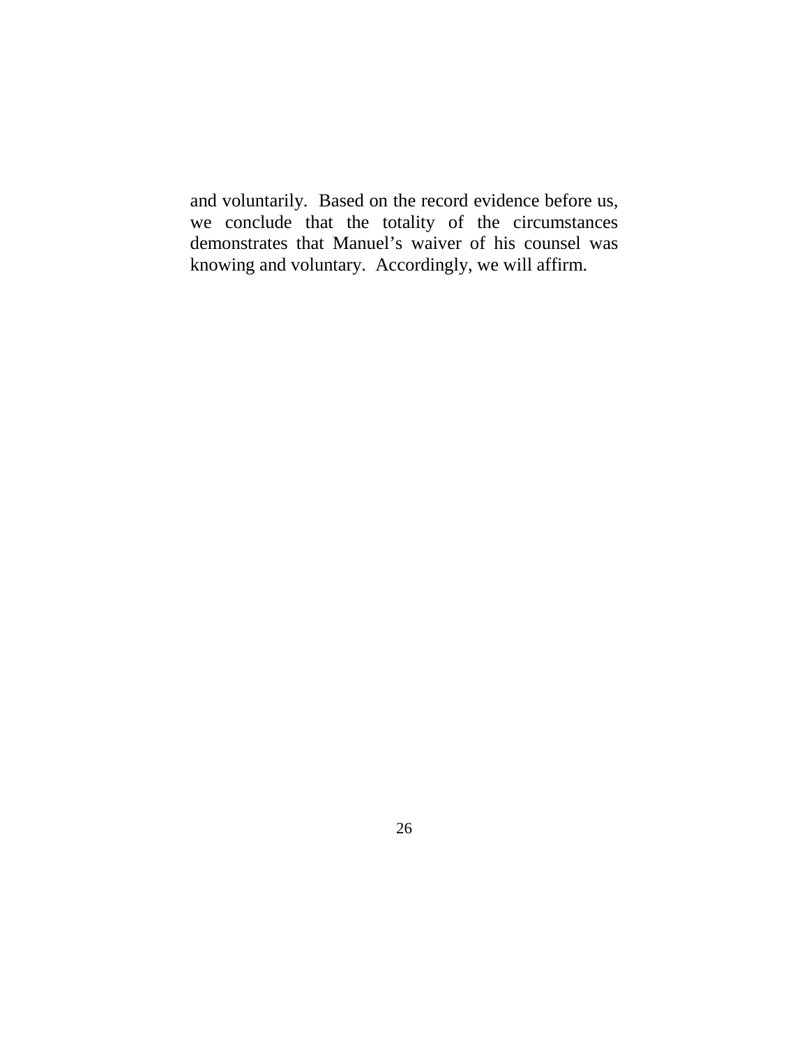and voluntarily. Based on the record evidence before us, we conclude that the totality of the circumstances demonstrates that Manuel's waiver of his counsel was knowing and voluntary. Accordingly, we will affirm.